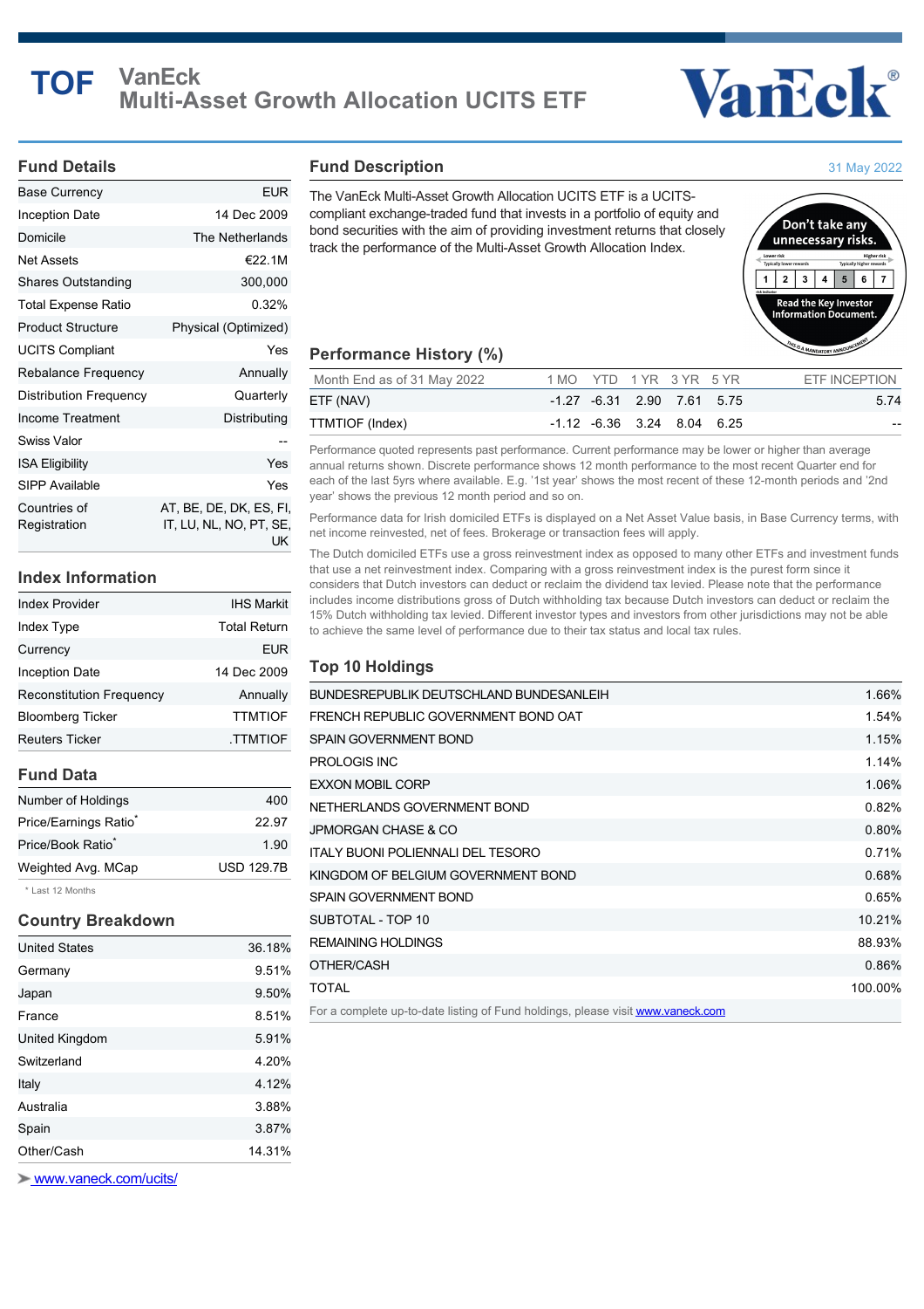# TOF VanEck Multi-Asset Growth Allocation UCITS ETF

## Fund Details

| | |
|---|---|
| Base Currency | EUR |
| Inception Date | 14 Dec 2009 |
| Domicile | The Netherlands |
| Net Assets | €22.1M |
| Shares Outstanding | 300,000 |
| Total Expense Ratio | 0.32% |
| Product Structure | Physical (Optimized) |
| UCITS Compliant | Yes |
| Rebalance Frequency | Annually |
| Distribution Frequency | Quarterly |
| Income Treatment | Distributing |
| Swiss Valor | -- |
| ISA Eligibility | Yes |
| SIPP Available | Yes |
| Countries of Registration | AT, BE, DE, DK, ES, FI, IT, LU, NL, NO, PT, SE, UK |

## Index Information

| | |
|---|---|
| Index Provider | IHS Markit |
| Index Type | Total Return |
| Currency | EUR |
| Inception Date | 14 Dec 2009 |
| Reconstitution Frequency | Annually |
| Bloomberg Ticker | TTMTIOF |
| Reuters Ticker | .TTMTIOF |

## Fund Data

| | |
|---|---|
| Number of Holdings | 400 |
| Price/Earnings Ratio* | 22.97 |
| Price/Book Ratio* | 1.90 |
| Weighted Avg. MCap | USD 129.7B |

\* Last 12 Months

## Country Breakdown

| | |
|---|---|
| United States | 36.18% |
| Germany | 9.51% |
| Japan | 9.50% |
| France | 8.51% |
| United Kingdom | 5.91% |
| Switzerland | 4.20% |
| Italy | 4.12% |
| Australia | 3.88% |
| Spain | 3.87% |
| Other/Cash | 14.31% |

www.vaneck.com/ucits/

## Fund Description

31 May 2022

The VanEck Multi-Asset Growth Allocation UCITS ETF is a UCITS-compliant exchange-traded fund that invests in a portfolio of equity and bond securities with the aim of providing investment returns that closely track the performance of the Multi-Asset Growth Allocation Index.

Don't take any unnecessary risks. Lower risk – Typically lower rewards; Higher risk – Typically higher rewards: 1 2 3 4 5 6 7. Read the Key Investor Information Document. This is a mandatory announcement.

## Performance History (%)

| Month End as of 31 May 2022 | 1 MO | YTD | 1 YR | 3 YR | 5 YR | ETF INCEPTION |
|---|---|---|---|---|---|---|
| ETF (NAV) | -1.27 | -6.31 | 2.90 | 7.61 | 5.75 | 5.74 |
| TTMTIOF (Index) | -1.12 | -6.36 | 3.24 | 8.04 | 6.25 | -- |

Performance quoted represents past performance. Current performance may be lower or higher than average annual returns shown. Discrete performance shows 12 month performance to the most recent Quarter end for each of the last 5yrs where available. E.g. '1st year' shows the most recent of these 12-month periods and '2nd year' shows the previous 12 month period and so on.

Performance data for Irish domiciled ETFs is displayed on a Net Asset Value basis, in Base Currency terms, with net income reinvested, net of fees. Brokerage or transaction fees will apply.

The Dutch domiciled ETFs use a gross reinvestment index as opposed to many other ETFs and investment funds that use a net reinvestment index. Comparing with a gross reinvestment index is the purest form since it considers that Dutch investors can deduct or reclaim the dividend tax levied. Please note that the performance includes income distributions gross of Dutch withholding tax because Dutch investors can deduct or reclaim the 15% Dutch withholding tax levied. Different investor types and investors from other jurisdictions may not be able to achieve the same level of performance due to their tax status and local tax rules.

## Top 10 Holdings

| | |
|---|---|
| BUNDESREPUBLIK DEUTSCHLAND BUNDESANLEIH | 1.66% |
| FRENCH REPUBLIC GOVERNMENT BOND OAT | 1.54% |
| SPAIN GOVERNMENT BOND | 1.15% |
| PROLOGIS INC | 1.14% |
| EXXON MOBIL CORP | 1.06% |
| NETHERLANDS GOVERNMENT BOND | 0.82% |
| JPMORGAN CHASE & CO | 0.80% |
| ITALY BUONI POLIENNALI DEL TESORO | 0.71% |
| KINGDOM OF BELGIUM GOVERNMENT BOND | 0.68% |
| SPAIN GOVERNMENT BOND | 0.65% |
| SUBTOTAL - TOP 10 | 10.21% |
| REMAINING HOLDINGS | 88.93% |
| OTHER/CASH | 0.86% |
| TOTAL | 100.00% |

For a complete up-to-date listing of Fund holdings, please visit www.vaneck.com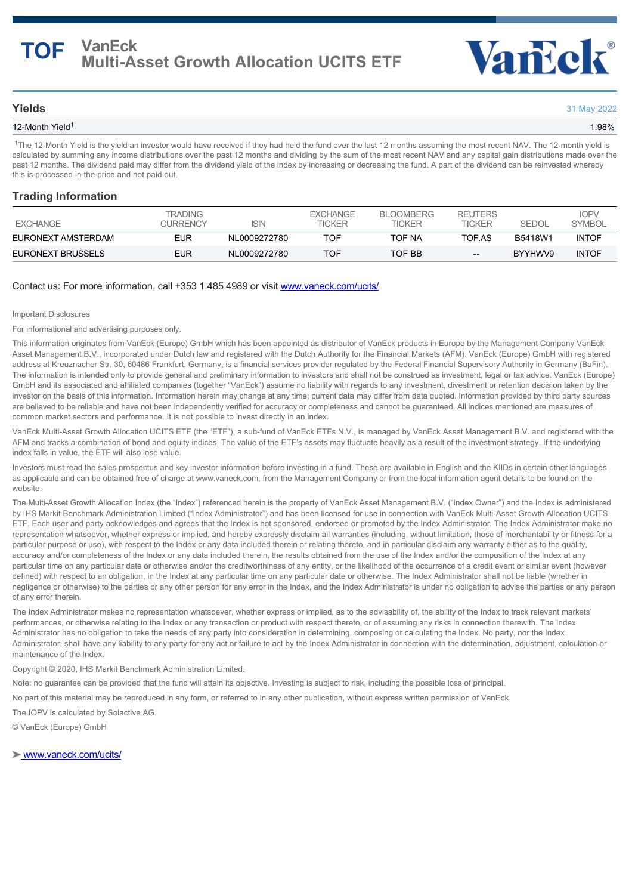# TOF VanEck Multi-Asset Growth Allocation UCITS ETF

## Yields

31 May 2022

| | |
|---|---|
| 12-Month Yield[1] | 1.98% |

[1]The 12-Month Yield is the yield an investor would have received if they had held the fund over the last 12 months assuming the most recent NAV. The 12-month yield is calculated by summing any income distributions over the past 12 months and dividing by the sum of the most recent NAV and any capital gain distributions made over the past 12 months. The dividend paid may differ from the dividend yield of the index by increasing or decreasing the fund. A part of the dividend can be reinvested whereby this is processed in the price and not paid out.

## Trading Information

| EXCHANGE | TRADING CURRENCY | ISIN | EXCHANGE TICKER | BLOOMBERG TICKER | REUTERS TICKER | SEDOL | IOPV SYMBOL |
|---|---|---|---|---|---|---|---|
| EURONEXT AMSTERDAM | EUR | NL0009272780 | TOF | TOF NA | TOF.AS | B5418W1 | INTOF |
| EURONEXT BRUSSELS | EUR | NL0009272780 | TOF | TOF BB | -- | BYYHWV9 | INTOF |

Contact us: For more information, call +353 1 485 4989 or visit www.vaneck.com/ucits/

Important Disclosures

For informational and advertising purposes only.

This information originates from VanEck (Europe) GmbH which has been appointed as distributor of VanEck products in Europe by the Management Company VanEck Asset Management B.V., incorporated under Dutch law and registered with the Dutch Authority for the Financial Markets (AFM). VanEck (Europe) GmbH with registered address at Kreuznacher Str. 30, 60486 Frankfurt, Germany, is a financial services provider regulated by the Federal Financial Supervisory Authority in Germany (BaFin). The information is intended only to provide general and preliminary information to investors and shall not be construed as investment, legal or tax advice. VanEck (Europe) GmbH and its associated and affiliated companies (together "VanEck") assume no liability with regards to any investment, divestment or retention decision taken by the investor on the basis of this information. Information herein may change at any time; current data may differ from data quoted. Information provided by third party sources are believed to be reliable and have not been independently verified for accuracy or completeness and cannot be guaranteed. All indices mentioned are measures of common market sectors and performance. It is not possible to invest directly in an index.

VanEck Multi-Asset Growth Allocation UCITS ETF (the "ETF"), a sub-fund of VanEck ETFs N.V., is managed by VanEck Asset Management B.V. and registered with the AFM and tracks a combination of bond and equity indices. The value of the ETF's assets may fluctuate heavily as a result of the investment strategy. If the underlying index falls in value, the ETF will also lose value.

Investors must read the sales prospectus and key investor information before investing in a fund. These are available in English and the KIIDs in certain other languages as applicable and can be obtained free of charge at www.vaneck.com, from the Management Company or from the local information agent details to be found on the website.

The Multi-Asset Growth Allocation Index (the "Index") referenced herein is the property of VanEck Asset Management B.V. ("Index Owner") and the Index is administered by IHS Markit Benchmark Administration Limited ("Index Administrator") and has been licensed for use in connection with VanEck Multi-Asset Growth Allocation UCITS ETF. Each user and party acknowledges and agrees that the Index is not sponsored, endorsed or promoted by the Index Administrator. The Index Administrator make no representation whatsoever, whether express or implied, and hereby expressly disclaim all warranties (including, without limitation, those of merchantability or fitness for a particular purpose or use), with respect to the Index or any data included therein or relating thereto, and in particular disclaim any warranty either as to the quality, accuracy and/or completeness of the Index or any data included therein, the results obtained from the use of the Index and/or the composition of the Index at any particular time on any particular date or otherwise and/or the creditworthiness of any entity, or the likelihood of the occurrence of a credit event or similar event (however defined) with respect to an obligation, in the Index at any particular time on any particular date or otherwise. The Index Administrator shall not be liable (whether in negligence or otherwise) to the parties or any other person for any error in the Index, and the Index Administrator is under no obligation to advise the parties or any person of any error therein.

The Index Administrator makes no representation whatsoever, whether express or implied, as to the advisability of, the ability of the Index to track relevant markets' performances, or otherwise relating to the Index or any transaction or product with respect thereto, or of assuming any risks in connection therewith. The Index Administrator has no obligation to take the needs of any party into consideration in determining, composing or calculating the Index. No party, nor the Index Administrator, shall have any liability to any party for any act or failure to act by the Index Administrator in connection with the determination, adjustment, calculation or maintenance of the Index.

Copyright © 2020, IHS Markit Benchmark Administration Limited.

Note: no guarantee can be provided that the fund will attain its objective. Investing is subject to risk, including the possible loss of principal.

No part of this material may be reproduced in any form, or referred to in any other publication, without express written permission of VanEck.

The IOPV is calculated by Solactive AG.

© VanEck (Europe) GmbH

www.vaneck.com/ucits/